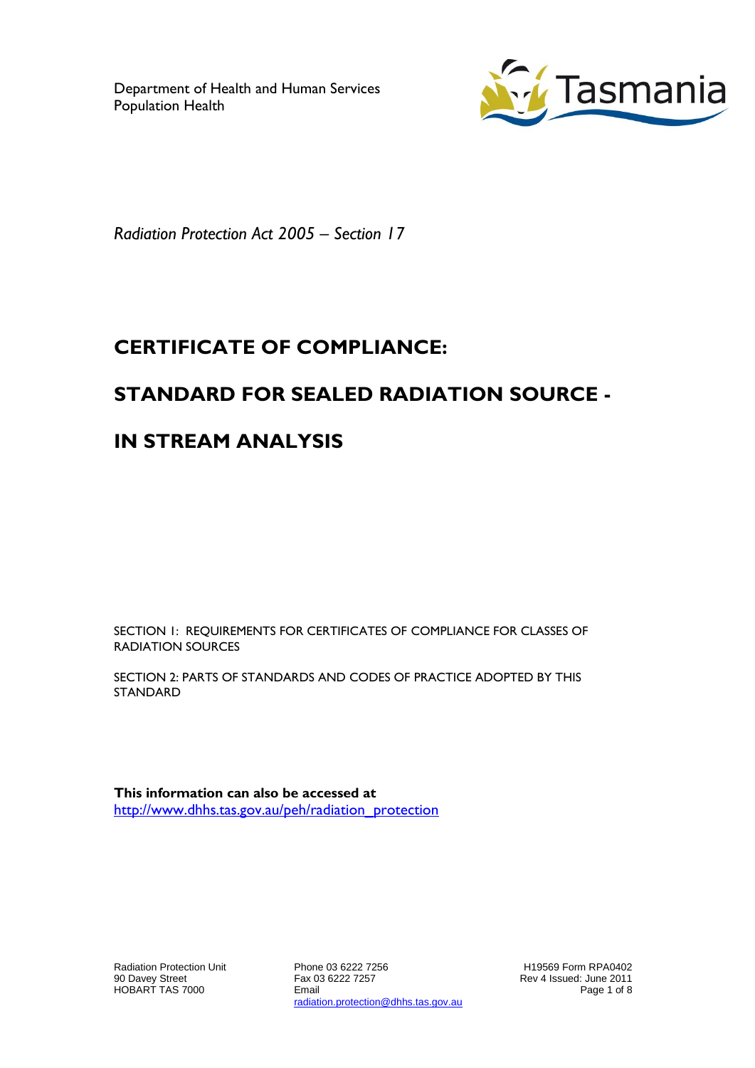Department of Health and Human Services
Population Health

Tasmania

*Radiation Protection Act 2005 – Section 17*

# CERTIFICATE OF COMPLIANCE:

# STANDARD FOR SEALED RADIATION SOURCE -

# IN STREAM ANALYSIS

SECTION 1: REQUIREMENTS FOR CERTIFICATES OF COMPLIANCE FOR CLASSES OF RADIATION SOURCES

SECTION 2: PARTS OF STANDARDS AND CODES OF PRACTICE ADOPTED BY THIS STANDARD

**This information can also be accessed at**
http://www.dhhs.tas.gov.au/peh/radiation_protection

Radiation Protection Unit
90 Davey Street
HOBART TAS 7000

Phone 03 6222 7256
Fax 03 6222 7257
Email
radiation.protection@dhhs.tas.gov.au

H19569 Form RPA0402
Rev 4 Issued: June 2011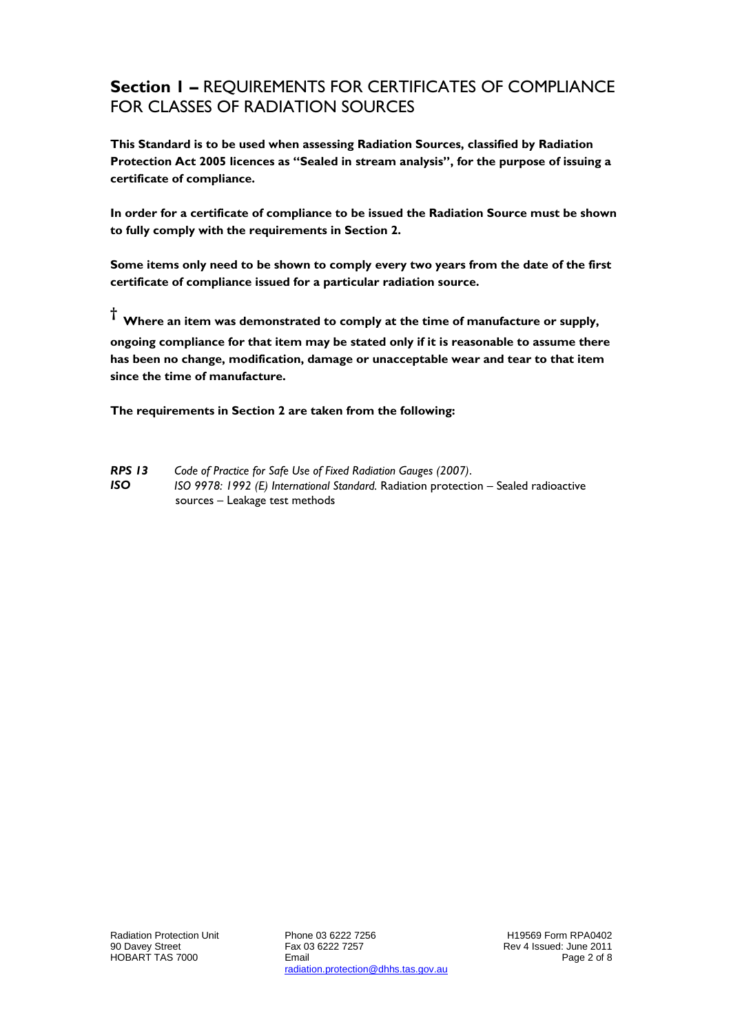## **Section 1 –** REQUIREMENTS FOR CERTIFICATES OF COMPLIANCE FOR CLASSES OF RADIATION SOURCES

**This Standard is to be used when assessing Radiation Sources, classified by Radiation Protection Act 2005 licences as "Sealed in stream analysis", for the purpose of issuing a certificate of compliance.**

**In order for a certificate of compliance to be issued the Radiation Source must be shown to fully comply with the requirements in Section 2.**

**Some items only need to be shown to comply every two years from the date of the first certificate of compliance issued for a particular radiation source.**

**† Where an item was demonstrated to comply at the time of manufacture or supply, ongoing compliance for that item may be stated only if it is reasonable to assume there has been no change, modification, damage or unacceptable wear and tear to that item since the time of manufacture.**

**The requirements in Section 2 are taken from the following:**

***RPS 13*** *Code of Practice for Safe Use of Fixed Radiation Gauges (2007).*
***ISO*** *ISO 9978: 1992 (E) International Standard.* Radiation protection – Sealed radioactive sources – Leakage test methods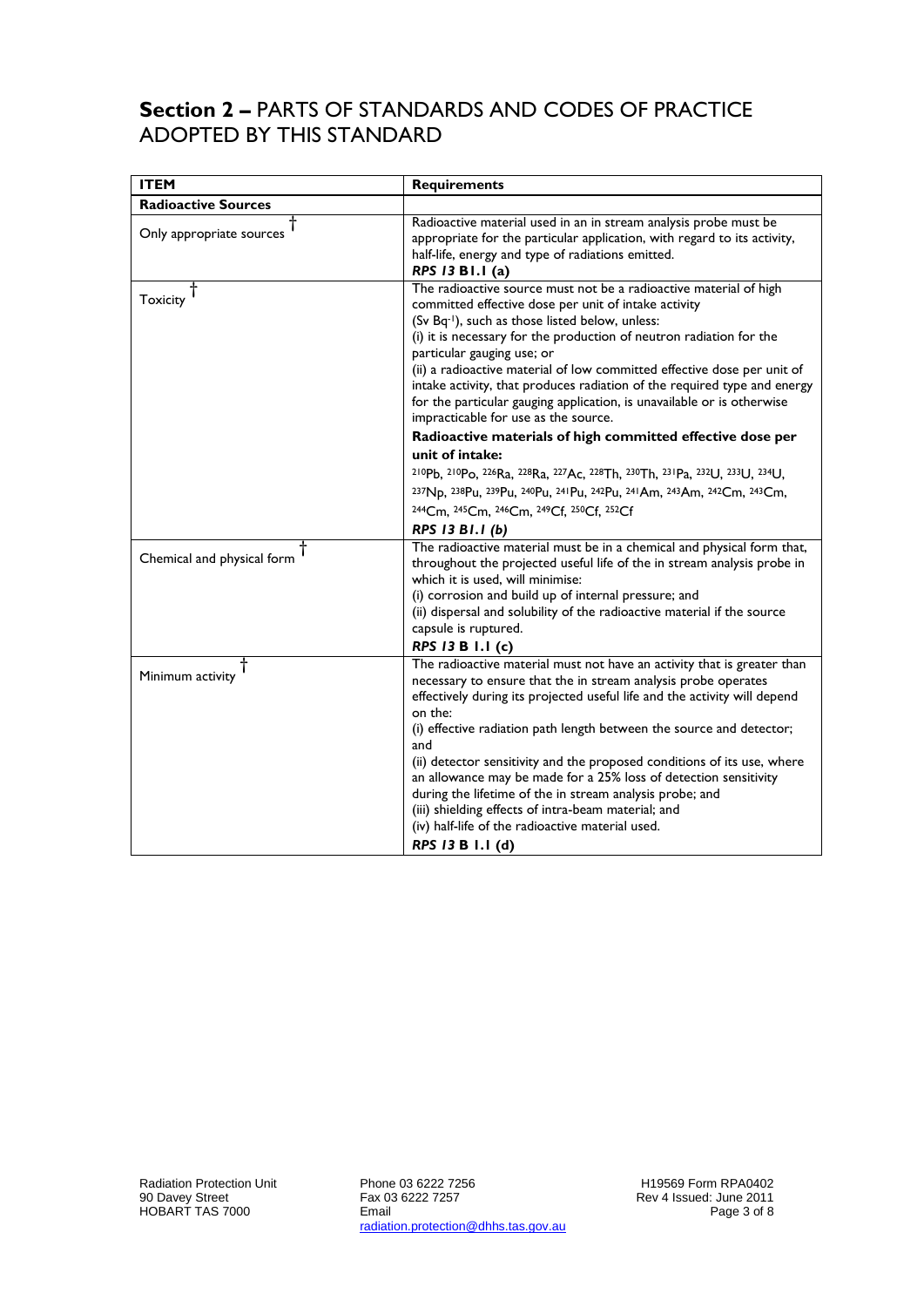## **Section 2 –** PARTS OF STANDARDS AND CODES OF PRACTICE ADOPTED BY THIS STANDARD

| **ITEM** | **Requirements** |
| --- | --- |
| **Radioactive Sources** | |
| Only appropriate sources † | Radioactive material used in an in stream analysis probe must be appropriate for the particular application, with regard to its activity, half-life, energy and type of radiations emitted. ***RPS 13* B1.1 (a)** |
| Toxicity † | The radioactive source must not be a radioactive material of high committed effective dose per unit of intake activity (Sv $Bq^{-1}$), such as those listed below, unless: (i) it is necessary for the production of neutron radiation for the particular gauging use; or (ii) a radioactive material of low committed effective dose per unit of intake activity, that produces radiation of the required type and energy for the particular gauging application, is unavailable or is otherwise impracticable for use as the source. **Radioactive materials of high committed effective dose per unit of intake:** $^{210}$Pb, $^{210}$Po, $^{226}$Ra, $^{228}$Ra, $^{227}$Ac, $^{228}$Th, $^{230}$Th, $^{231}$Pa, $^{232}$U, $^{233}$U, $^{234}$U, $^{237}$Np, $^{238}$Pu, $^{239}$Pu, $^{240}$Pu, $^{241}$Pu, $^{242}$Pu, $^{241}$Am, $^{243}$Am, $^{242}$Cm, $^{243}$Cm, $^{244}$Cm, $^{245}$Cm, $^{246}$Cm, $^{249}$Cf, $^{250}$Cf, $^{252}$Cf ***RPS 13 B1.1 (b)*** |
| Chemical and physical form † | The radioactive material must be in a chemical and physical form that, throughout the projected useful life of the in stream analysis probe in which it is used, will minimise: (i) corrosion and build up of internal pressure; and (ii) dispersal and solubility of the radioactive material if the source capsule is ruptured. ***RPS 13* B 1.1 (c)** |
| Minimum activity † | The radioactive material must not have an activity that is greater than necessary to ensure that the in stream analysis probe operates effectively during its projected useful life and the activity will depend on the: (i) effective radiation path length between the source and detector; and (ii) detector sensitivity and the proposed conditions of its use, where an allowance may be made for a 25% loss of detection sensitivity during the lifetime of the in stream analysis probe; and (iii) shielding effects of intra-beam material; and (iv) half-life of the radioactive material used. ***RPS 13* B 1.1 (d)** |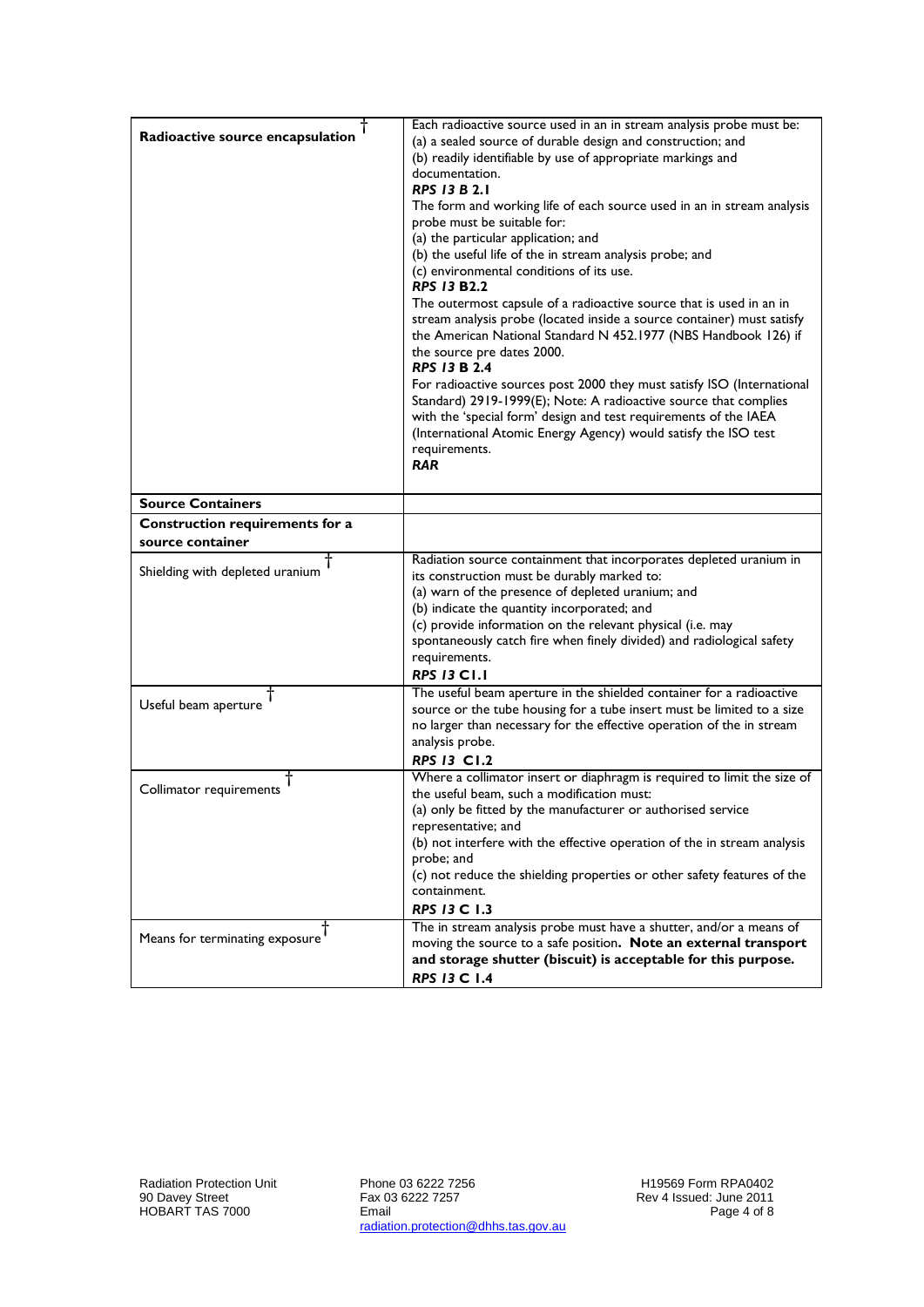| | |
|---|---|
| **Radioactive source encapsulation** † | Each radioactive source used in an in stream analysis probe must be:<br>(a) a sealed source of durable design and construction; and<br>(b) readily identifiable by use of appropriate markings and documentation.<br>***RPS 13* B 2.1**<br>The form and working life of each source used in an in stream analysis probe must be suitable for:<br>(a) the particular application; and<br>(b) the useful life of the in stream analysis probe; and<br>(c) environmental conditions of its use.<br>***RPS 13* B2.2**<br>The outermost capsule of a radioactive source that is used in an in stream analysis probe (located inside a source container) must satisfy the American National Standard N 452.1977 (NBS Handbook 126) if the source pre dates 2000.<br>***RPS 13* B 2.4**<br>For radioactive sources post 2000 they must satisfy ISO (International Standard) 2919-1999(E); Note: A radioactive source that complies with the 'special form' design and test requirements of the IAEA (International Atomic Energy Agency) would satisfy the ISO test requirements.<br>***RAR*** |
| **Source Containers** | |
| **Construction requirements for a source container** | |
| Shielding with depleted uranium † | Radiation source containment that incorporates depleted uranium in its construction must be durably marked to:<br>(a) warn of the presence of depleted uranium; and<br>(b) indicate the quantity incorporated; and<br>(c) provide information on the relevant physical (i.e. may spontaneously catch fire when finely divided) and radiological safety requirements.<br>***RPS 13* C1.1** |
| Useful beam aperture † | The useful beam aperture in the shielded container for a radioactive source or the tube housing for a tube insert must be limited to a size no larger than necessary for the effective operation of the in stream analysis probe.<br>***RPS 13* C1.2** |
| Collimator requirements † | Where a collimator insert or diaphragm is required to limit the size of the useful beam, such a modification must:<br>(a) only be fitted by the manufacturer or authorised service representative; and<br>(b) not interfere with the effective operation of the in stream analysis probe; and<br>(c) not reduce the shielding properties or other safety features of the containment.<br>***RPS 13* C 1.3** |
| Means for terminating exposure † | The in stream analysis probe must have a shutter, and/or a means of moving the source to a safe position. **Note an external transport and storage shutter (biscuit) is acceptable for this purpose.**<br>***RPS 13* C 1.4** |

Radiation Protection Unit
90 Davey Street
HOBART TAS 7000

Phone 03 6222 7256
Fax 03 6222 7257
Email
radiation.protection@dhhs.tas.gov.au

H19569 Form RPA0402
Rev 4 Issued: June 2011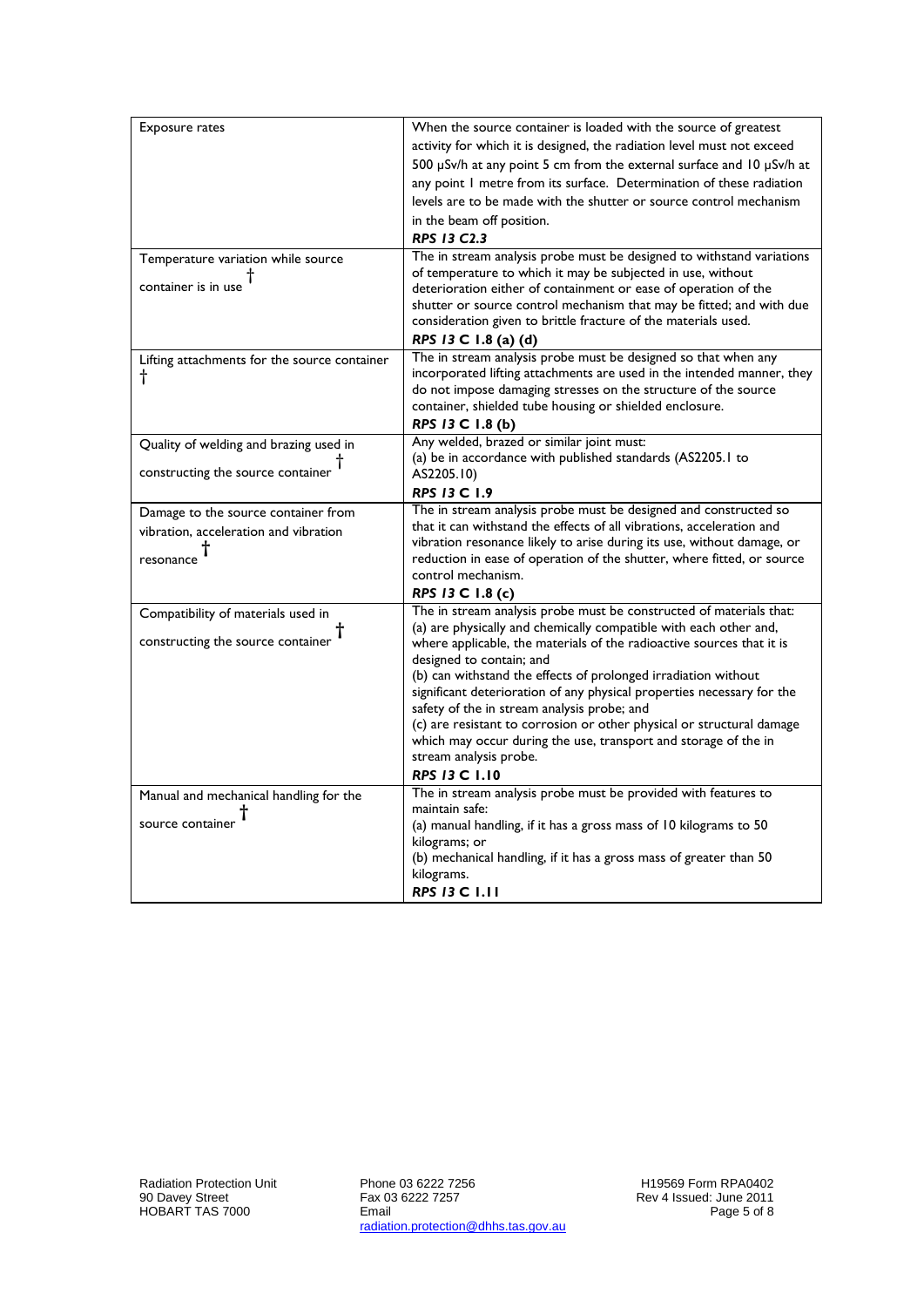| | |
|---|---|
| Exposure rates | When the source container is loaded with the source of greatest activity for which it is designed, the radiation level must not exceed 500 μSv/h at any point 5 cm from the external surface and 10 μSv/h at any point 1 metre from its surface. Determination of these radiation levels are to be made with the shutter or source control mechanism in the beam off position.<br>***RPS 13 C2.3*** |
| Temperature variation while source container is in use † | The in stream analysis probe must be designed to withstand variations of temperature to which it may be subjected in use, without deterioration either of containment or ease of operation of the shutter or source control mechanism that may be fitted; and with due consideration given to brittle fracture of the materials used.<br>***RPS 13* C 1.8 (a) (d)** |
| Lifting attachments for the source container † | The in stream analysis probe must be designed so that when any incorporated lifting attachments are used in the intended manner, they do not impose damaging stresses on the structure of the source container, shielded tube housing or shielded enclosure.<br>***RPS 13* C 1.8 (b)** |
| Quality of welding and brazing used in constructing the source container † | Any welded, brazed or similar joint must:<br>(a) be in accordance with published standards (AS2205.1 to AS2205.10)<br>***RPS 13* C 1.9** |
| Damage to the source container from vibration, acceleration and vibration resonance † | The in stream analysis probe must be designed and constructed so that it can withstand the effects of all vibrations, acceleration and vibration resonance likely to arise during its use, without damage, or reduction in ease of operation of the shutter, where fitted, or source control mechanism.<br>***RPS 13* C 1.8 (c)** |
| Compatibility of materials used in constructing the source container † | The in stream analysis probe must be constructed of materials that:<br>(a) are physically and chemically compatible with each other and, where applicable, the materials of the radioactive sources that it is designed to contain; and<br>(b) can withstand the effects of prolonged irradiation without significant deterioration of any physical properties necessary for the safety of the in stream analysis probe; and<br>(c) are resistant to corrosion or other physical or structural damage which may occur during the use, transport and storage of the in stream analysis probe.<br>***RPS 13* C 1.10** |
| Manual and mechanical handling for the source container † | The in stream analysis probe must be provided with features to maintain safe:<br>(a) manual handling, if it has a gross mass of 10 kilograms to 50 kilograms; or<br>(b) mechanical handling, if it has a gross mass of greater than 50 kilograms.<br>***RPS 13* C 1.11** |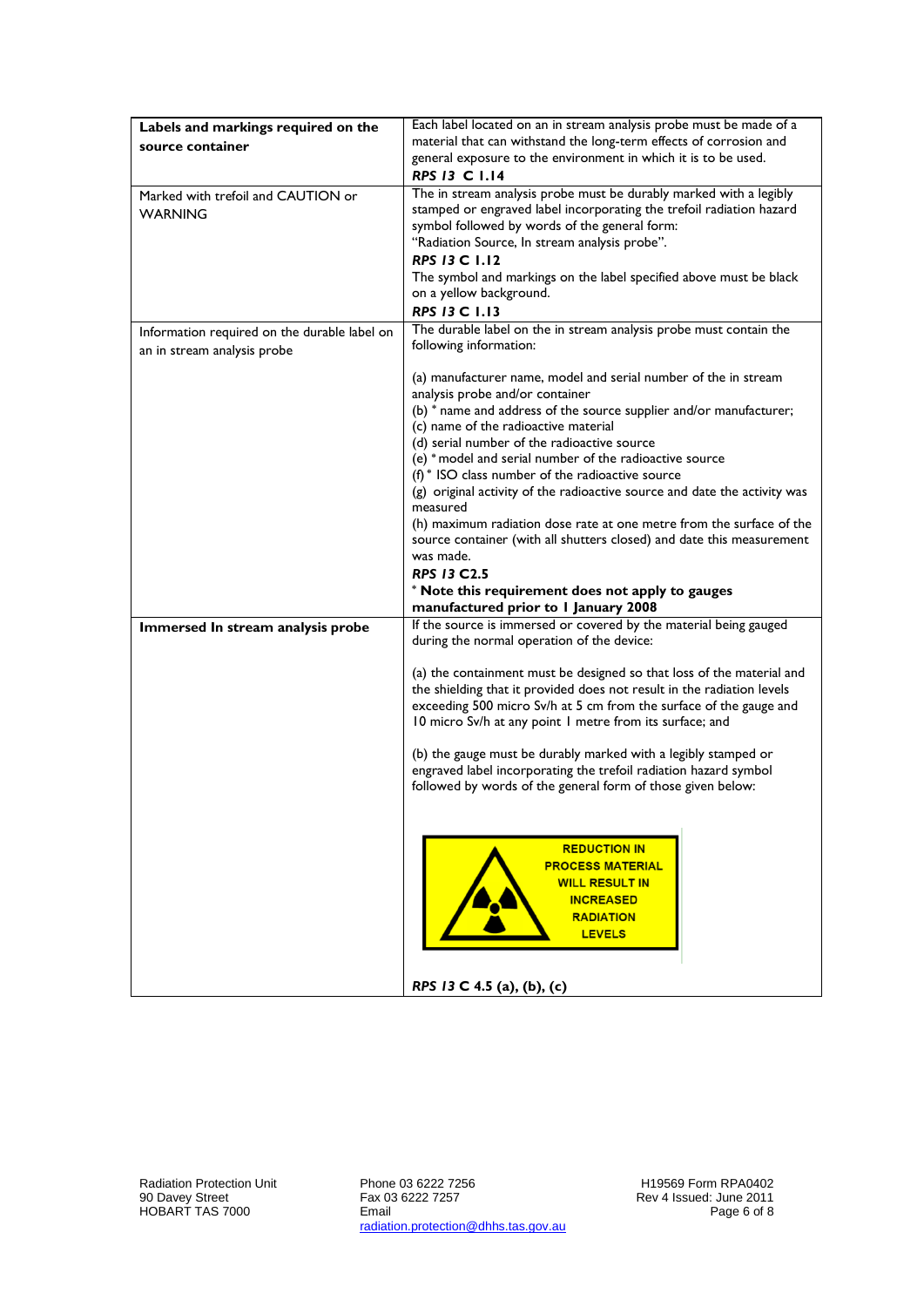| **Labels and markings required on the source container** | Each label located on an in stream analysis probe must be made of a material that can withstand the long-term effects of corrosion and general exposure to the environment in which it is to be used.<br>***RPS 13* C 1.14** |
|---|---|
| Marked with trefoil and CAUTION or WARNING | The in stream analysis probe must be durably marked with a legibly stamped or engraved label incorporating the trefoil radiation hazard symbol followed by words of the general form:<br>"Radiation Source, In stream analysis probe".<br>***RPS 13* C 1.12**<br>The symbol and markings on the label specified above must be black on a yellow background.<br>***RPS 13* C 1.13** |
| Information required on the durable label on an in stream analysis probe | The durable label on the in stream analysis probe must contain the following information:<br><br>(a) manufacturer name, model and serial number of the in stream analysis probe and/or container<br>(b) * name and address of the source supplier and/or manufacturer;<br>(c) name of the radioactive material<br>(d) serial number of the radioactive source<br>(e) * model and serial number of the radioactive source<br>(f) * ISO class number of the radioactive source<br>(g) original activity of the radioactive source and date the activity was measured<br>(h) maximum radiation dose rate at one metre from the surface of the source container (with all shutters closed) and date this measurement was made.<br>***RPS 13* C2.5**<br>*** Note this requirement does not apply to gauges manufactured prior to 1 January 2008** |
| **Immersed In stream analysis probe** | If the source is immersed or covered by the material being gauged during the normal operation of the device:<br><br>(a) the containment must be designed so that loss of the material and the shielding that it provided does not result in the radiation levels exceeding 500 micro Sv/h at 5 cm from the surface of the gauge and 10 micro Sv/h at any point 1 metre from its surface; and<br><br>(b) the gauge must be durably marked with a legibly stamped or engraved label incorporating the trefoil radiation hazard symbol followed by words of the general form of those given below:<br><br>REDUCTION IN PROCESS MATERIAL WILL RESULT IN INCREASED RADIATION LEVELS<br><br>***RPS 13* C 4.5 (a), (b), (c)** |

Radiation Protection Unit
90 Davey Street
HOBART TAS 7000

Phone 03 6222 7256
Fax 03 6222 7257
Email
radiation.protection@dhhs.tas.gov.au

H19569 Form RPA0402
Rev 4 Issued: June 2011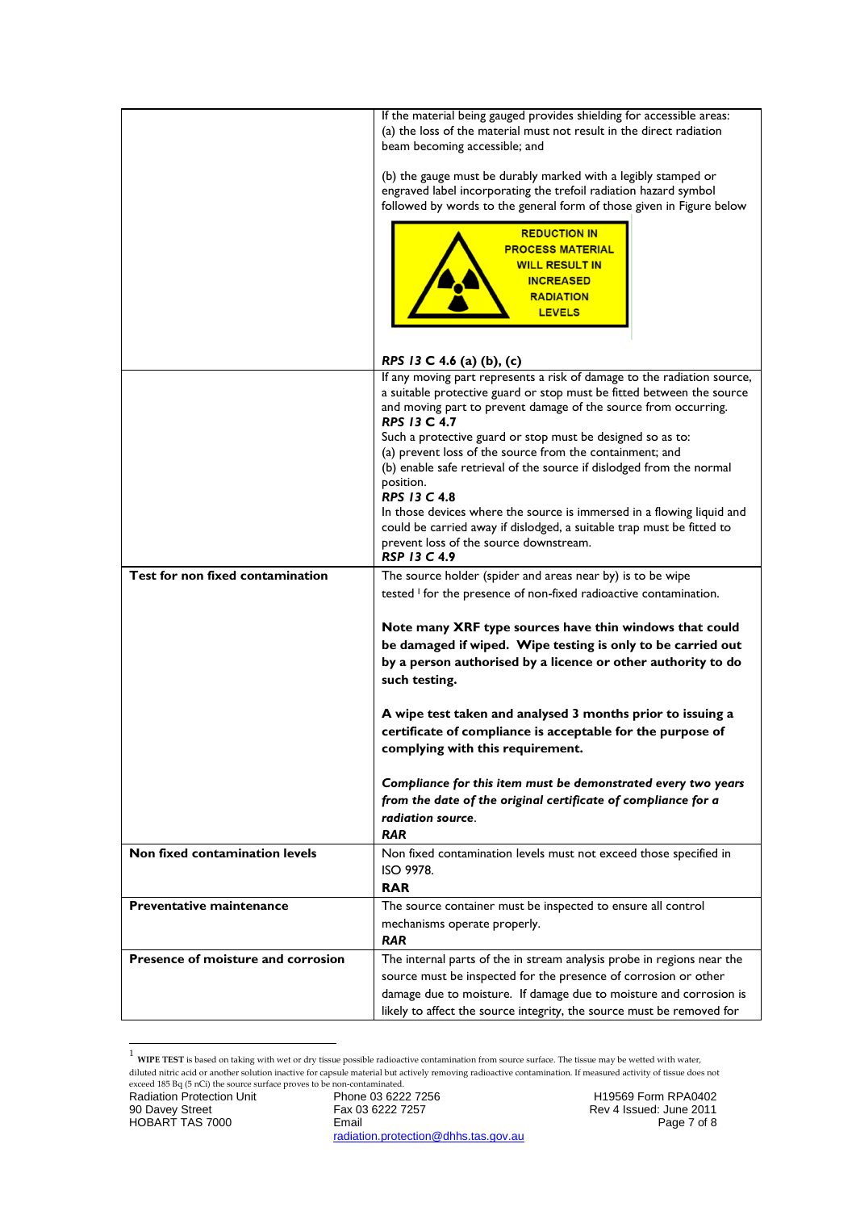| | |
|---|---|
| | If the material being gauged provides shielding for accessible areas:<br>(a) the loss of the material must not result in the direct radiation beam becoming accessible; and<br><br>(b) the gauge must be durably marked with a legibly stamped or engraved label incorporating the trefoil radiation hazard symbol followed by words to the general form of those given in Figure below<br><br>REDUCTION IN PROCESS MATERIAL WILL RESULT IN INCREASED RADIATION LEVELS<br><br>***RPS 13* C 4.6 (a) (b), (c)** |
| | If any moving part represents a risk of damage to the radiation source, a suitable protective guard or stop must be fitted between the source and moving part to prevent damage of the source from occurring.<br>***RPS 13* C 4.7**<br>Such a protective guard or stop must be designed so as to:<br>(a) prevent loss of the source from the containment; and<br>(b) enable safe retrieval of the source if dislodged from the normal position.<br>***RPS 13 C* 4.8**<br>In those devices where the source is immersed in a flowing liquid and could be carried away if dislodged, a suitable trap must be fitted to prevent loss of the source downstream.<br>***RSP 13 C* 4.9** |
| **Test for non fixed contamination** | The source holder (spider and areas near by) is to be wipe tested [1] for the presence of non-fixed radioactive contamination.<br><br>**Note many XRF type sources have thin windows that could be damaged if wiped. Wipe testing is only to be carried out by a person authorised by a licence or other authority to do such testing.**<br><br>**A wipe test taken and analysed 3 months prior to issuing a certificate of compliance is acceptable for the purpose of complying with this requirement.**<br><br>***Compliance for this item must be demonstrated every two years from the date of the original certificate of compliance for a radiation source*.**<br>***RAR*** |
| **Non fixed contamination levels** | Non fixed contamination levels must not exceed those specified in ISO 9978.<br>**RAR** |
| **Preventative maintenance** | The source container must be inspected to ensure all control mechanisms operate properly.<br>***RAR*** |
| **Presence of moisture and corrosion** | The internal parts of the in stream analysis probe in regions near the source must be inspected for the presence of corrosion or other damage due to moisture. If damage due to moisture and corrosion is likely to affect the source integrity, the source must be removed for |

[1] **WIPE TEST** is based on taking with wet or dry tissue possible radioactive contamination from source surface. The tissue may be wetted with water, diluted nitric acid or another solution inactive for capsule material but actively removing radioactive contamination. If measured activity of tissue does not exceed 185 Bq (5 nCi) the source surface proves to be non-contaminated.

Radiation Protection Unit
90 Davey Street
HOBART TAS 7000

Phone 03 6222 7256
Fax 03 6222 7257
Email
radiation.protection@dhhs.tas.gov.au

H19569 Form RPA0402
Rev 4 Issued: June 2011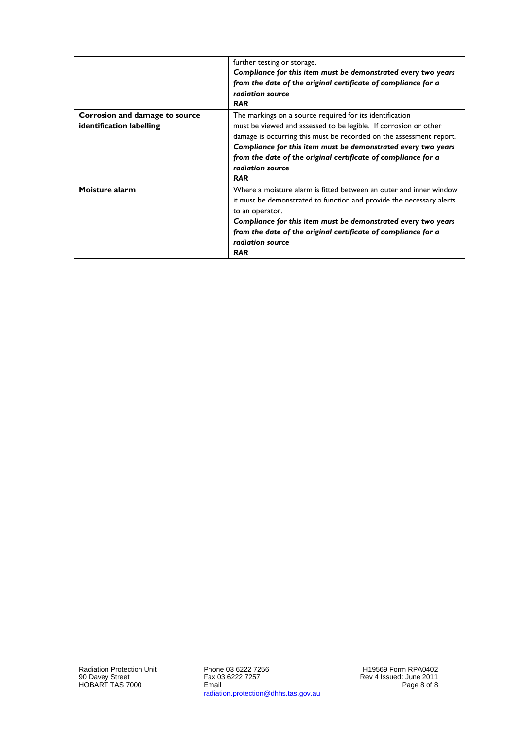| | |
|---|---|
| | further testing or storage. ***Compliance for this item must be demonstrated every two years from the date of the original certificate of compliance for a radiation source*** ***RAR*** |
| **Corrosion and damage to source identification labelling** | The markings on a source required for its identification must be viewed and assessed to be legible. If corrosion or other damage is occurring this must be recorded on the assessment report. ***Compliance for this item must be demonstrated every two years from the date of the original certificate of compliance for a radiation source*** ***RAR*** |
| **Moisture alarm** | Where a moisture alarm is fitted between an outer and inner window it must be demonstrated to function and provide the necessary alerts to an operator. ***Compliance for this item must be demonstrated every two years from the date of the original certificate of compliance for a radiation source*** ***RAR*** |

Radiation Protection Unit
90 Davey Street
HOBART TAS 7000

Phone 03 6222 7256
Fax 03 6222 7257
Email
radiation.protection@dhhs.tas.gov.au

H19569 Form RPA0402
Rev 4 Issued: June 2011